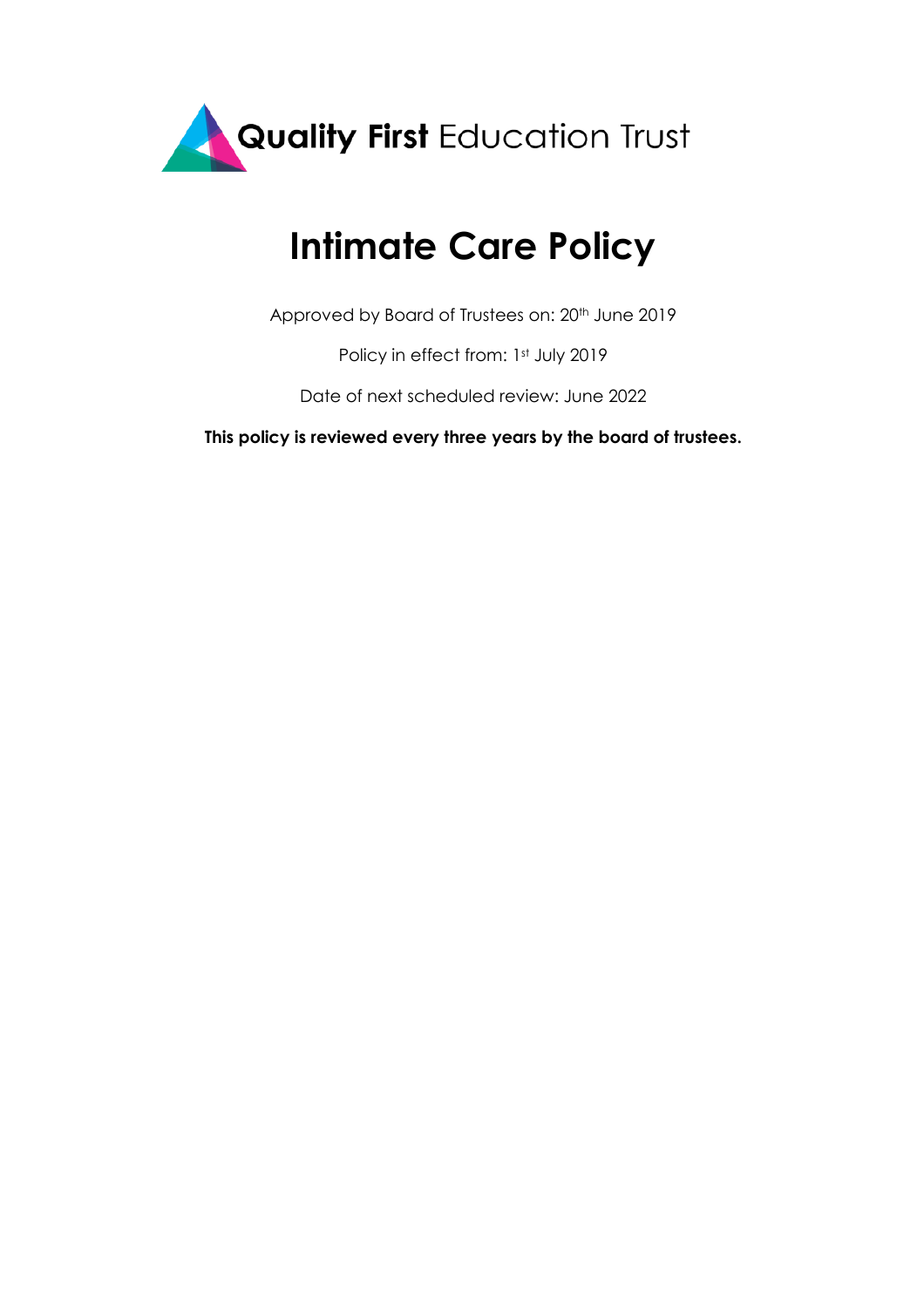**Quality First** Education Trust

# Intimate Care Policy

Approved by Board of Trustees on: 20th June 2019

Policy in effect from: 1st July 2019

Date of next scheduled review: June 2022

**This policy is reviewed every three years by the board of trustees.**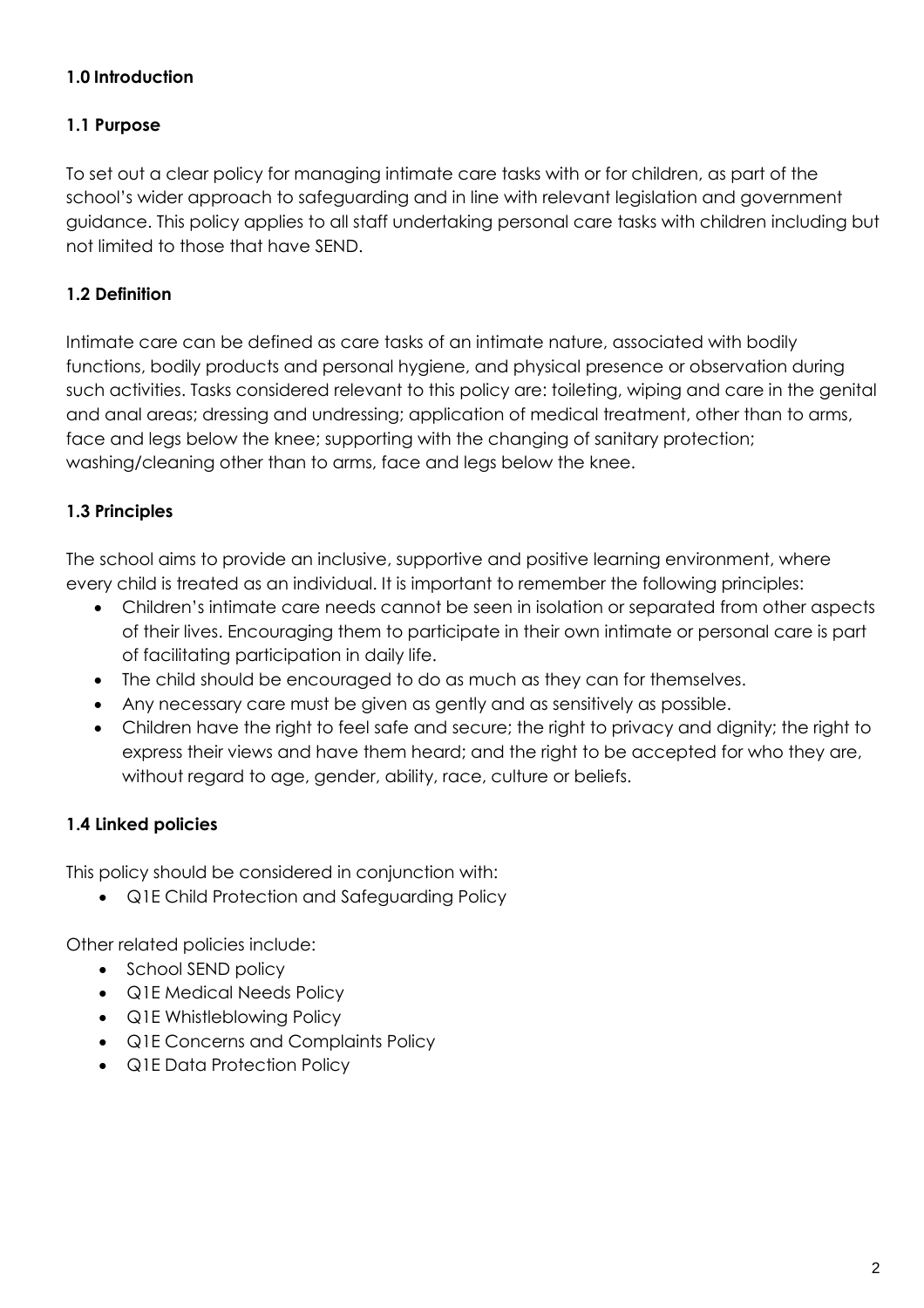## 1.0 Introduction

### 1.1 Purpose

To set out a clear policy for managing intimate care tasks with or for children, as part of the school's wider approach to safeguarding and in line with relevant legislation and government guidance. This policy applies to all staff undertaking personal care tasks with children including but not limited to those that have SEND.

### 1.2 Definition

Intimate care can be defined as care tasks of an intimate nature, associated with bodily functions, bodily products and personal hygiene, and physical presence or observation during such activities. Tasks considered relevant to this policy are: toileting, wiping and care in the genital and anal areas; dressing and undressing; application of medical treatment, other than to arms, face and legs below the knee; supporting with the changing of sanitary protection; washing/cleaning other than to arms, face and legs below the knee.

### 1.3 Principles

The school aims to provide an inclusive, supportive and positive learning environment, where every child is treated as an individual. It is important to remember the following principles:

- Children's intimate care needs cannot be seen in isolation or separated from other aspects of their lives. Encouraging them to participate in their own intimate or personal care is part of facilitating participation in daily life.
- The child should be encouraged to do as much as they can for themselves.
- Any necessary care must be given as gently and as sensitively as possible.
- Children have the right to feel safe and secure; the right to privacy and dignity; the right to express their views and have them heard; and the right to be accepted for who they are, without regard to age, gender, ability, race, culture or beliefs.

### 1.4 Linked policies

This policy should be considered in conjunction with:

- Q1E Child Protection and Safeguarding Policy

Other related policies include:

- School SEND policy
- Q1E Medical Needs Policy
- Q1E Whistleblowing Policy
- Q1E Concerns and Complaints Policy
- Q1E Data Protection Policy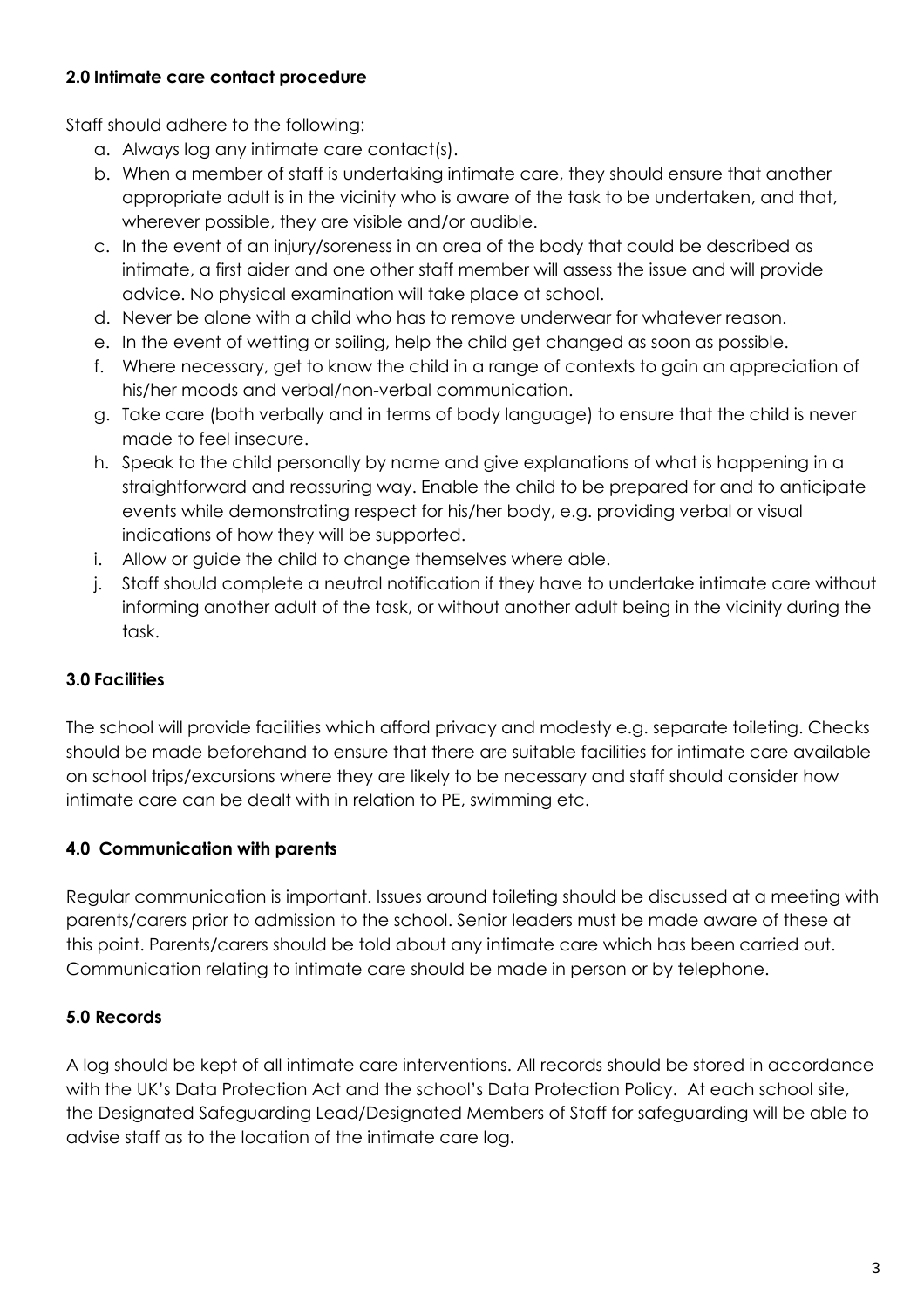**2.0 Intimate care contact procedure**

Staff should adhere to the following:

a. Always log any intimate care contact(s).
b. When a member of staff is undertaking intimate care, they should ensure that another appropriate adult is in the vicinity who is aware of the task to be undertaken, and that, wherever possible, they are visible and/or audible.
c. In the event of an injury/soreness in an area of the body that could be described as intimate, a first aider and one other staff member will assess the issue and will provide advice. No physical examination will take place at school.
d. Never be alone with a child who has to remove underwear for whatever reason.
e. In the event of wetting or soiling, help the child get changed as soon as possible.
f. Where necessary, get to know the child in a range of contexts to gain an appreciation of his/her moods and verbal/non-verbal communication.
g. Take care (both verbally and in terms of body language) to ensure that the child is never made to feel insecure.
h. Speak to the child personally by name and give explanations of what is happening in a straightforward and reassuring way. Enable the child to be prepared for and to anticipate events while demonstrating respect for his/her body, e.g. providing verbal or visual indications of how they will be supported.
i. Allow or guide the child to change themselves where able.
j. Staff should complete a neutral notification if they have to undertake intimate care without informing another adult of the task, or without another adult being in the vicinity during the task.

**3.0 Facilities**

The school will provide facilities which afford privacy and modesty e.g. separate toileting. Checks should be made beforehand to ensure that there are suitable facilities for intimate care available on school trips/excursions where they are likely to be necessary and staff should consider how intimate care can be dealt with in relation to PE, swimming etc.

**4.0 Communication with parents**

Regular communication is important. Issues around toileting should be discussed at a meeting with parents/carers prior to admission to the school. Senior leaders must be made aware of these at this point. Parents/carers should be told about any intimate care which has been carried out. Communication relating to intimate care should be made in person or by telephone.

**5.0 Records**

A log should be kept of all intimate care interventions. All records should be stored in accordance with the UK's Data Protection Act and the school's Data Protection Policy. At each school site, the Designated Safeguarding Lead/Designated Members of Staff for safeguarding will be able to advise staff as to the location of the intimate care log.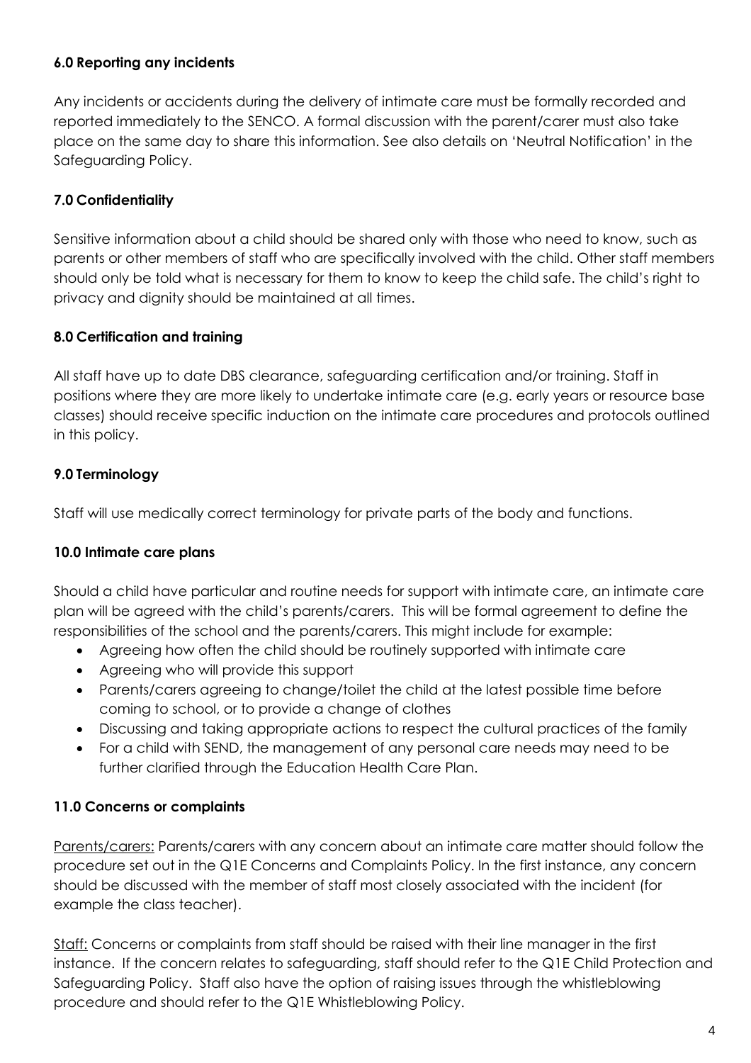### 6.0 Reporting any incidents

Any incidents or accidents during the delivery of intimate care must be formally recorded and reported immediately to the SENCO. A formal discussion with the parent/carer must also take place on the same day to share this information. See also details on 'Neutral Notification' in the Safeguarding Policy.

### 7.0 Confidentiality

Sensitive information about a child should be shared only with those who need to know, such as parents or other members of staff who are specifically involved with the child. Other staff members should only be told what is necessary for them to know to keep the child safe. The child's right to privacy and dignity should be maintained at all times.

### 8.0 Certification and training

All staff have up to date DBS clearance, safeguarding certification and/or training. Staff in positions where they are more likely to undertake intimate care (e.g. early years or resource base classes) should receive specific induction on the intimate care procedures and protocols outlined in this policy.

### 9.0 Terminology

Staff will use medically correct terminology for private parts of the body and functions.

### 10.0 Intimate care plans

Should a child have particular and routine needs for support with intimate care, an intimate care plan will be agreed with the child's parents/carers. This will be formal agreement to define the responsibilities of the school and the parents/carers. This might include for example:

- Agreeing how often the child should be routinely supported with intimate care
- Agreeing who will provide this support
- Parents/carers agreeing to change/toilet the child at the latest possible time before coming to school, or to provide a change of clothes
- Discussing and taking appropriate actions to respect the cultural practices of the family
- For a child with SEND, the management of any personal care needs may need to be further clarified through the Education Health Care Plan.

### 11.0 Concerns or complaints

Parents/carers: Parents/carers with any concern about an intimate care matter should follow the procedure set out in the Q1E Concerns and Complaints Policy. In the first instance, any concern should be discussed with the member of staff most closely associated with the incident (for example the class teacher).

Staff: Concerns or complaints from staff should be raised with their line manager in the first instance. If the concern relates to safeguarding, staff should refer to the Q1E Child Protection and Safeguarding Policy. Staff also have the option of raising issues through the whistleblowing procedure and should refer to the Q1E Whistleblowing Policy.